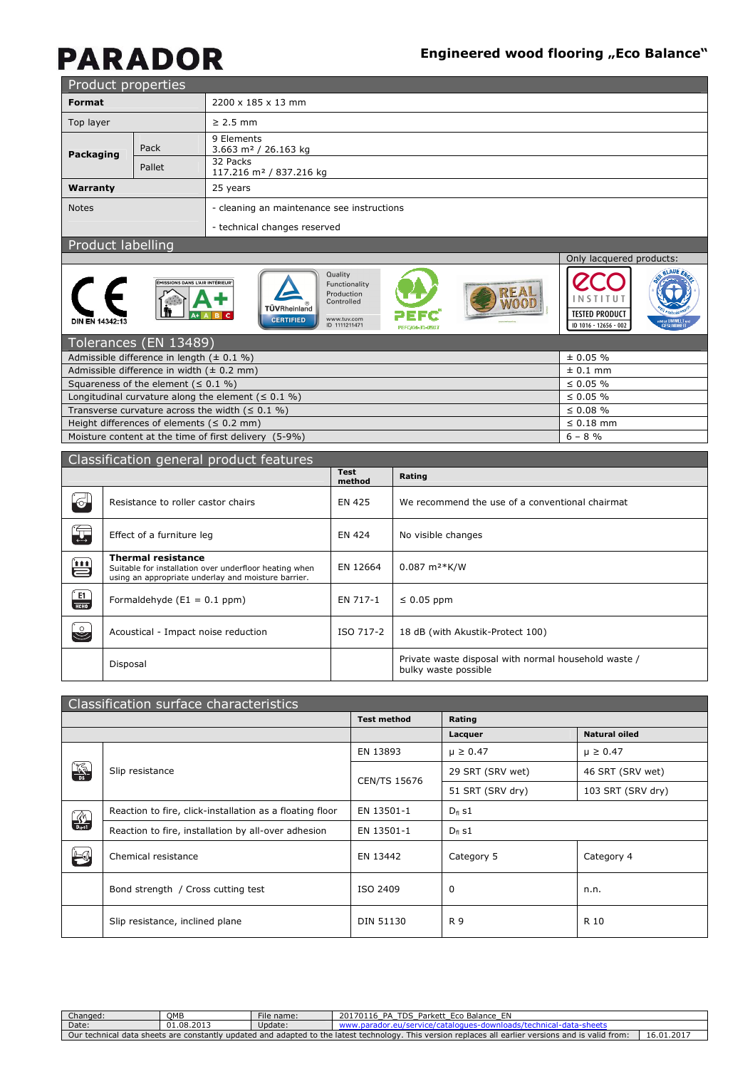# PARADOR

## Engineered wood flooring „Eco Balance"

## Product properties

| | | |
|---|---|---|
| **Format** | | 2200 x 185 x 13 mm |
| Top layer | | ≥ 2.5 mm |
| **Packaging** | Pack | 9 Elements<br>3.663 m² / 26.163 kg |
| | Pallet | 32 Packs<br>117.216 m² / 837.216 kg |
| **Warranty** | | 25 years |
| Notes | | - cleaning an maintenance see instructions<br>- technical changes reserved |

## Product labelling

Only lacquered products:

DIN EN 14342:13

Quality Functionality Production Controlled

www.tuv.com ID 1111211471

ID 1016 - 12656 - 002

## Tolerances (EN 13489)

| | |
|---|---|
| Admissible difference in length (± 0.1 %) | ± 0.05 % |
| Admissible difference in width (± 0.2 mm) | ± 0.1 mm |
| Squareness of the element (≤ 0.1 %) | ≤ 0.05 % |
| Longitudinal curvature along the element (≤ 0.1 %) | ≤ 0.05 % |
| Transverse curvature across the width (≤ 0.1 %) | ≤ 0.08 % |
| Height differences of elements (≤ 0.2 mm) | ≤ 0.18 mm |
| Moisture content at the time of first delivery (5-9%) | 6 – 8 % |

## Classification general product features

| Feature | Test method | Rating |
|---|---|---|
| Resistance to roller castor chairs | EN 425 | We recommend the use of a conventional chairmat |
| Effect of a furniture leg | EN 424 | No visible changes |
| **Thermal resistance**<br>Suitable for installation over underfloor heating when using an appropriate underlay and moisture barrier. | EN 12664 | 0.087 m²*K/W |
| Formaldehyde (E1 = 0.1 ppm) | EN 717-1 | ≤ 0.05 ppm |
| Acoustical - Impact noise reduction | ISO 717-2 | 18 dB (with Akustik-Protect 100) |
| Disposal | | Private waste disposal with normal household waste / bulky waste possible |

## Classification surface characteristics

| | Test method | Rating | |
|---|---|---|---|
| | | Lacquer | Natural oiled |
| Slip resistance | EN 13893 | μ ≥ 0.47 | μ ≥ 0.47 |
| | CEN/TS 15676 | 29 SRT (SRV wet) | 46 SRT (SRV wet) |
| | | 51 SRT (SRV dry) | 103 SRT (SRV dry) |
| Reaction to fire, click-installation as a floating floor | EN 13501-1 | $D_{fl}$ s1 | |
| Reaction to fire, installation by all-over adhesion | EN 13501-1 | $D_{fl}$ s1 | |
| Chemical resistance | EN 13442 | Category 5 | Category 4 |
| Bond strength / Cross cutting test | ISO 2409 | 0 | n.n. |
| Slip resistance, inclined plane | DIN 51130 | R 9 | R 10 |

| | | | |
|---|---|---|---|
| Changed: | QMB | File name: | 20170116_PA_TDS_Parkett_Eco Balance_EN |
| Date: | 01.08.2013 | Update: | www.parador.eu/service/catalogues-downloads/technical-data-sheets |

Our technical data sheets are constantly updated and adapted to the latest technology. This version replaces all earlier versions and is valid from: 16.01.2017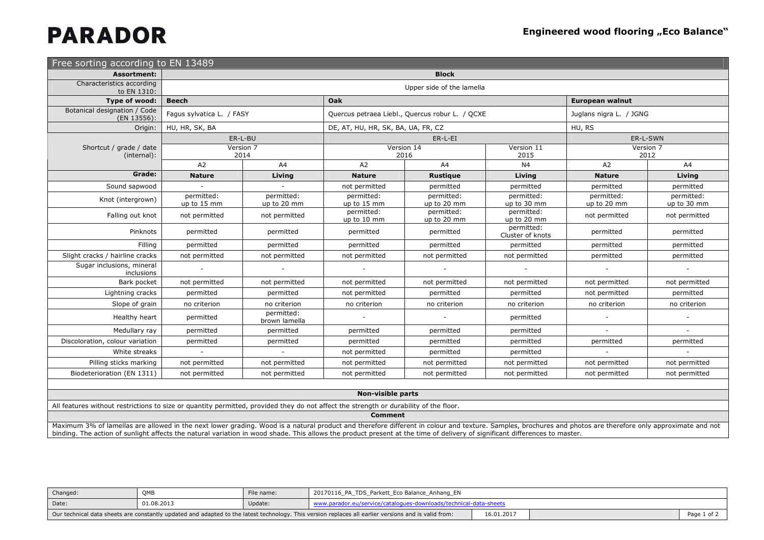# PARADOR

## Engineered wood flooring „Eco Balance“

| Free sorting according to EN 13489 | | | | | | | |
|---|---|---|---|---|---|---|---|
| **Assortment:** | **Block** | | | | | | |
| Characteristics according to EN 1310: | Upper side of the lamella | | | | | | |
| **Type of wood:** | **Beech** | | **Oak** | | | **European walnut** | |
| Botanical designation / Code (EN 13556): | Fagus sylvatica L. / FASY | | Quercus petraea Liebl., Quercus robur L. / QCXE | | | Juglans nigra L. / JGNG | |
| Origin: | HU, HR, SK, BA | | DE, AT, HU, HR, SK, BA, UA, FR, CZ | | | HU, RS | |
| Shortcut / grade / date (internal): | ER-L-BU | | ER-L-EI | | | ER-L-SWN | |
| | Version 7 2014 | | Version 14 2016 | | Version 11 2015 | Version 7 2012 | |
| | A2 | A4 | A2 | A4 | N4 | A2 | A4 |
| **Grade:** | **Nature** | **Living** | **Nature** | **Rustique** | **Living** | **Nature** | **Living** |
| Sound sapwood | - | - | not permitted | permitted | permitted | permitted | permitted |
| Knot (intergrown) | permitted: up to 15 mm | permitted: up to 20 mm | permitted: up to 15 mm | permitted: up to 20 mm | permitted: up to 30 mm | permitted: up to 20 mm | permitted: up to 30 mm |
| Falling out knot | not permitted | not permitted | permitted: up to 10 mm | permitted: up to 20 mm | permitted: up to 20 mm | not permitted | not permitted |
| Pinknots | permitted | permitted | permitted | permitted | permitted: Cluster of knots | permitted | permitted |
| Filling | permitted | permitted | permitted | permitted | permitted | permitted | permitted |
| Slight cracks / hairline cracks | not permitted | not permitted | not permitted | not permitted | not permitted | permitted | permitted |
| Sugar inclusions, mineral inclusions | - | - | - | - | - | - | - |
| Bark pocket | not permitted | not permitted | not permitted | not permitted | not permitted | not permitted | not permitted |
| Lightning cracks | permitted | permitted | not permitted | permitted | permitted | not permitted | permitted |
| Slope of grain | no criterion | no criterion | no criterion | no criterion | no criterion | no criterion | no criterion |
| Healthy heart | permitted | permitted: brown lamella | - | - | permitted | - | - |
| Medullary ray | permitted | permitted | permitted | permitted | permitted | - | - |
| Discoloration, colour variation | permitted | permitted | permitted | permitted | permitted | permitted | permitted |
| White streaks | - | - | not permitted | permitted | permitted | - | - |
| Pilling sticks marking | not permitted | not permitted | not permitted | not permitted | not permitted | not permitted | not permitted |
| Biodeterioration (EN 1311) | not permitted | not permitted | not permitted | not permitted | not permitted | not permitted | not permitted |

**Non-visible parts**

All features without restrictions to size or quantity permitted, provided they do not affect the strength or durability of the floor.

**Comment**

Maximum 3% of lamellas are allowed in the next lower grading. Wood is a natural product and therefore different in colour and texture. Samples, brochures and photos are therefore only approximate and not binding. The action of sunlight affects the natural variation in wood shade. This allows the product present at the time of delivery of significant differences to master.

| | | | |
|---|---|---|---|
| Changed: | QMB | File name: | 20170116_PA_TDS_Parkett_Eco Balance_Anhang_EN |
| Date: | 01.08.2013 | Update: | www.parador.eu/service/catalogues-downloads/technical-data-sheets |

Our technical data sheets are constantly updated and adapted to the latest technology. This version replaces all earlier versions and is valid from: 16.01.2017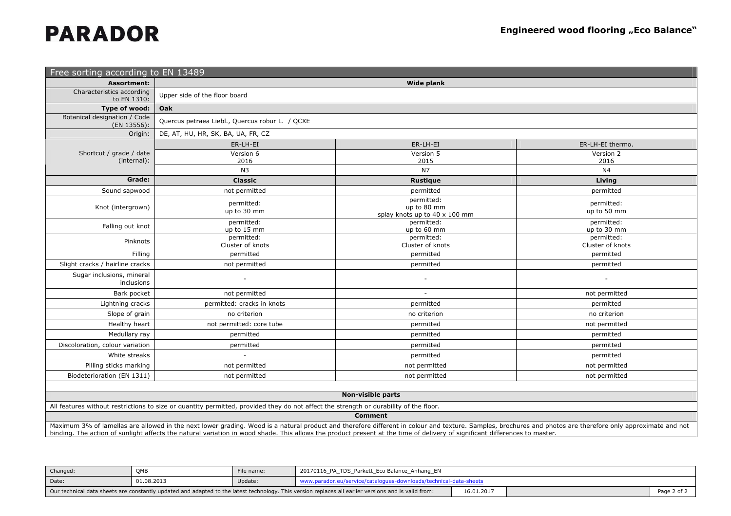# PARADOR

## Engineered wood flooring „Eco Balance"

| Free sorting according to EN 13489 | | | |
|---|---|---|---|
| **Assortment:** | **Wide plank** | | |
| Characteristics according to EN 1310: | Upper side of the floor board | | |
| **Type of wood:** | **Oak** | | |
| Botanical designation / Code (EN 13556): | Quercus petraea Liebl., Quercus robur L. / QCXE | | |
| Origin: | DE, AT, HU, HR, SK, BA, UA, FR, CZ | | |
| Shortcut / grade / date (internal): | ER-LH-EI | ER-LH-EI | ER-LH-EI thermo. |
| | Version 6 2016 | Version 5 2015 | Version 2 2016 |
| | N3 | N7 | N4 |
| **Grade:** | **Classic** | **Rustique** | **Living** |
| Sound sapwood | not permitted | permitted | permitted |
| Knot (intergrown) | permitted: up to 30 mm | permitted: up to 80 mm splay knots up to 40 x 100 mm | permitted: up to 50 mm |
| Falling out knot | permitted: up to 15 mm | permitted: up to 60 mm | permitted: up to 30 mm |
| Pinknots | permitted: Cluster of knots | permitted: Cluster of knots | permitted: Cluster of knots |
| Filling | permitted | permitted | permitted |
| Slight cracks / hairline cracks | not permitted | permitted | permitted |
| Sugar inclusions, mineral inclusions | - | - | - |
| Bark pocket | not permitted | - | not permitted |
| Lightning cracks | permitted: cracks in knots | permitted | permitted |
| Slope of grain | no criterion | no criterion | no criterion |
| Healthy heart | not permitted: core tube | permitted | not permitted |
| Medullary ray | permitted | permitted | permitted |
| Discoloration, colour variation | permitted | permitted | permitted |
| White streaks | - | permitted | permitted |
| Pilling sticks marking | not permitted | not permitted | not permitted |
| Biodeterioration (EN 1311) | not permitted | not permitted | not permitted |

**Non-visible parts**

All features without restrictions to size or quantity permitted, provided they do not affect the strength or durability of the floor.

**Comment**

Maximum 3% of lamellas are allowed in the next lower grading. Wood is a natural product and therefore different in colour and texture. Samples, brochures and photos are therefore only approximate and not binding. The action of sunlight affects the natural variation in wood shade. This allows the product present at the time of delivery of significant differences to master.

| | | | | | |
|---|---|---|---|---|---|
| Changed: | QMB | File name: | 20170116_PA_TDS_Parkett_Eco Balance_Anhang_EN | | |
| Date: | 01.08.2013 | Update: | www.parador.eu/service/catalogues-downloads/technical-data-sheets | | |
| Our technical data sheets are constantly updated and adapted to the latest technology. This version replaces all earlier versions and is valid from: | | | 16.01.2017 | | |